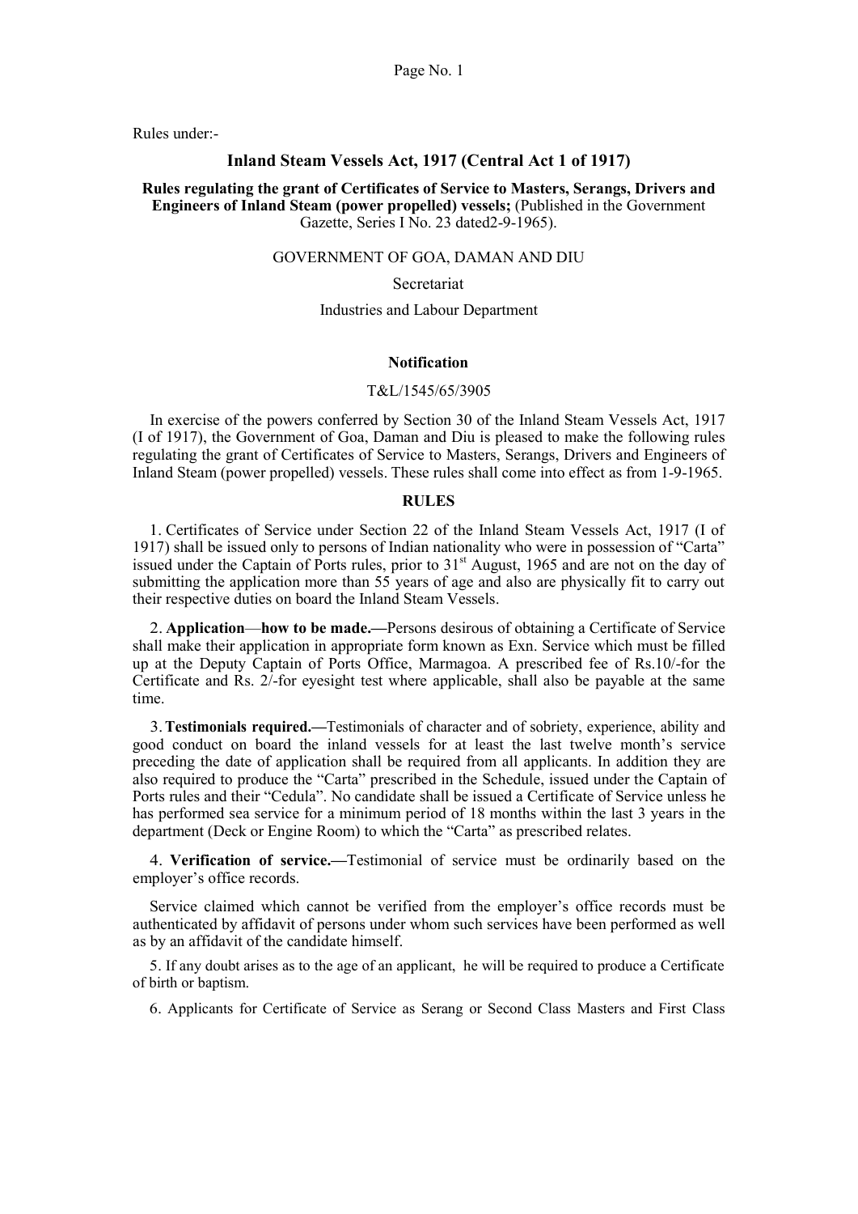Rules under:-

## Inland Steam Vessels Act, 1917 (Central Act 1 of 1917)

**Rules regulating the grant of Certificates of Service to Masters, Serangs, Drivers and Engineers of Inland Steam (power propelled) vessels;** (Published in the Government Gazette, Series I No. 23 dated2-9-1965).

GOVERNMENT OF GOA, DAMAN AND DIU

Secretariat

Industries and Labour Department

**Notification**

T&L/1545/65/3905

In exercise of the powers conferred by Section 30 of the Inland Steam Vessels Act, 1917 (I of 1917), the Government of Goa, Daman and Diu is pleased to make the following rules regulating the grant of Certificates of Service to Masters, Serangs, Drivers and Engineers of Inland Steam (power propelled) vessels. These rules shall come into effect as from 1-9-1965.

**RULES**

1. Certificates of Service under Section 22 of the Inland Steam Vessels Act, 1917 (I of 1917) shall be issued only to persons of Indian nationality who were in possession of "Carta" issued under the Captain of Ports rules, prior to 31st August, 1965 and are not on the day of submitting the application more than 55 years of age and also are physically fit to carry out their respective duties on board the Inland Steam Vessels.

2. **Application**—**how to be made.—**Persons desirous of obtaining a Certificate of Service shall make their application in appropriate form known as Exn. Service which must be filled up at the Deputy Captain of Ports Office, Marmagoa. A prescribed fee of Rs.10/-for the Certificate and Rs. 2/-for eyesight test where applicable, shall also be payable at the same time.

3. **Testimonials required.—**Testimonials of character and of sobriety, experience, ability and good conduct on board the inland vessels for at least the last twelve month's service preceding the date of application shall be required from all applicants. In addition they are also required to produce the "Carta" prescribed in the Schedule, issued under the Captain of Ports rules and their "Cedula". No candidate shall be issued a Certificate of Service unless he has performed sea service for a minimum period of 18 months within the last 3 years in the department (Deck or Engine Room) to which the "Carta" as prescribed relates.

4. **Verification of service.—**Testimonial of service must be ordinarily based on the employer's office records.

Service claimed which cannot be verified from the employer's office records must be authenticated by affidavit of persons under whom such services have been performed as well as by an affidavit of the candidate himself.

5. If any doubt arises as to the age of an applicant, he will be required to produce a Certificate of birth or baptism.

6. Applicants for Certificate of Service as Serang or Second Class Masters and First Class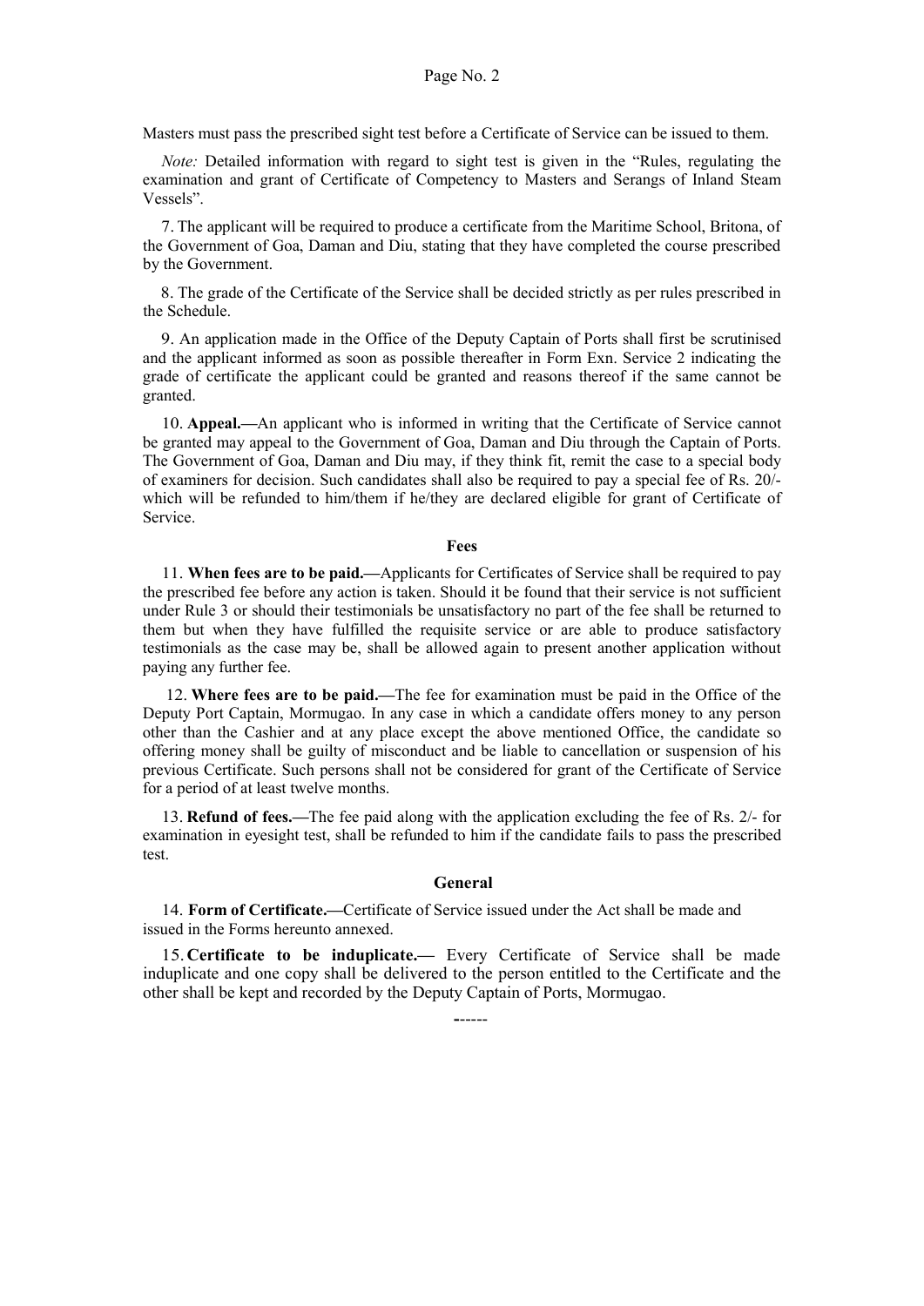Masters must pass the prescribed sight test before a Certificate of Service can be issued to them.

*Note:* Detailed information with regard to sight test is given in the "Rules, regulating the examination and grant of Certificate of Competency to Masters and Serangs of Inland Steam Vessels".

7. The applicant will be required to produce a certificate from the Maritime School, Britona, of the Government of Goa, Daman and Diu, stating that they have completed the course prescribed by the Government.

8. The grade of the Certificate of the Service shall be decided strictly as per rules prescribed in the Schedule.

9. An application made in the Office of the Deputy Captain of Ports shall first be scrutinised and the applicant informed as soon as possible thereafter in Form Exn. Service 2 indicating the grade of certificate the applicant could be granted and reasons thereof if the same cannot be granted.

10. **Appeal.—**An applicant who is informed in writing that the Certificate of Service cannot be granted may appeal to the Government of Goa, Daman and Diu through the Captain of Ports. The Government of Goa, Daman and Diu may, if they think fit, remit the case to a special body of examiners for decision. Such candidates shall also be required to pay a special fee of Rs. 20/- which will be refunded to him/them if he/they are declared eligible for grant of Certificate of Service.

**Fees**

11. **When fees are to be paid.—**Applicants for Certificates of Service shall be required to pay the prescribed fee before any action is taken. Should it be found that their service is not sufficient under Rule 3 or should their testimonials be unsatisfactory no part of the fee shall be returned to them but when they have fulfilled the requisite service or are able to produce satisfactory testimonials as the case may be, shall be allowed again to present another application without paying any further fee.

12. **Where fees are to be paid.—**The fee for examination must be paid in the Office of the Deputy Port Captain, Mormugao. In any case in which a candidate offers money to any person other than the Cashier and at any place except the above mentioned Office, the candidate so offering money shall be guilty of misconduct and be liable to cancellation or suspension of his previous Certificate. Such persons shall not be considered for grant of the Certificate of Service for a period of at least twelve months.

13. **Refund of fees.—**The fee paid along with the application excluding the fee of Rs. 2/- for examination in eyesight test, shall be refunded to him if the candidate fails to pass the prescribed test.

**General**

14. **Form of Certificate.—**Certificate of Service issued under the Act shall be made and issued in the Forms hereunto annexed.

15. **Certificate to be induplicate.—** Every Certificate of Service shall be made induplicate and one copy shall be delivered to the person entitled to the Certificate and the other shall be kept and recorded by the Deputy Captain of Ports, Mormugao.

------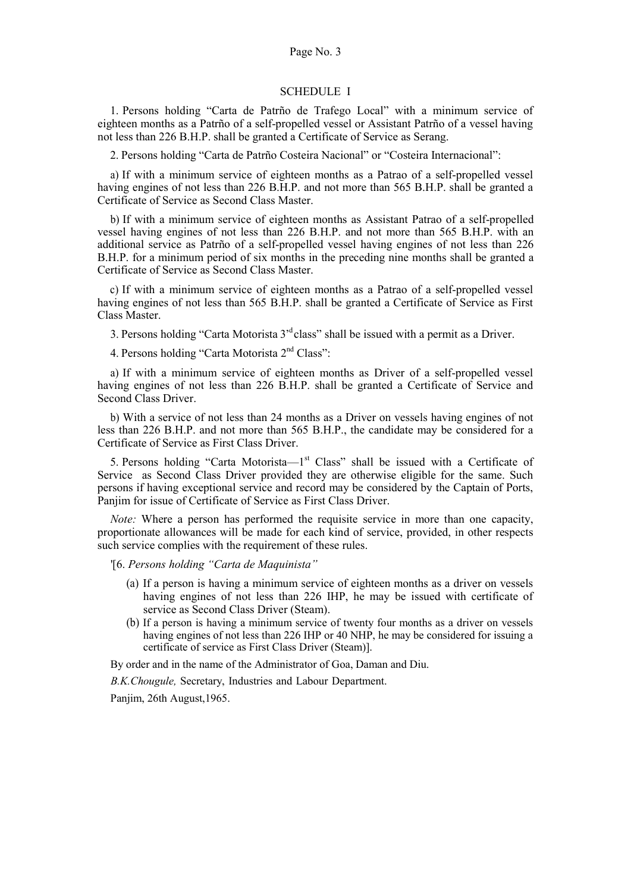## SCHEDULE I

1. Persons holding "Carta de Patrño de Trafego Local" with a minimum service of eighteen months as a Patrño of a self-propelled vessel or Assistant Patrño of a vessel having not less than 226 B.H.P. shall be granted a Certificate of Service as Serang.

2. Persons holding "Carta de Patrño Costeira Nacional" or "Costeira Internacional":

a) If with a minimum service of eighteen months as a Patrao of a self-propelled vessel having engines of not less than 226 B.H.P. and not more than 565 B.H.P. shall be granted a Certificate of Service as Second Class Master.

b) If with a minimum service of eighteen months as Assistant Patrao of a self-propelled vessel having engines of not less than 226 B.H.P. and not more than 565 B.H.P. with an additional service as Patrño of a self-propelled vessel having engines of not less than 226 B.H.P. for a minimum period of six months in the preceding nine months shall be granted a Certificate of Service as Second Class Master.

c) If with a minimum service of eighteen months as a Patrao of a self-propelled vessel having engines of not less than 565 B.H.P. shall be granted a Certificate of Service as First Class Master.

3. Persons holding "Carta Motorista 3'd class" shall be issued with a permit as a Driver.

4. Persons holding "Carta Motorista 2nd Class":

a) If with a minimum service of eighteen months as Driver of a self-propelled vessel having engines of not less than 226 B.H.P. shall be granted a Certificate of Service and Second Class Driver.

b) With a service of not less than 24 months as a Driver on vessels having engines of not less than 226 B.H.P. and not more than 565 B.H.P., the candidate may be considered for a Certificate of Service as First Class Driver.

5. Persons holding "Carta Motorista—1st Class" shall be issued with a Certificate of Service as Second Class Driver provided they are otherwise eligible for the same. Such persons if having exceptional service and record may be considered by the Captain of Ports, Panjim for issue of Certificate of Service as First Class Driver.

*Note:* Where a person has performed the requisite service in more than one capacity, proportionate allowances will be made for each kind of service, provided, in other respects such service complies with the requirement of these rules.

'[6. *Persons holding "Carta de Maquinista"*

(a) If a person is having a minimum service of eighteen months as a driver on vessels having engines of not less than 226 IHP, he may be issued with certificate of service as Second Class Driver (Steam).

(b) If a person is having a minimum service of twenty four months as a driver on vessels having engines of not less than 226 IHP or 40 NHP, he may be considered for issuing a certificate of service as First Class Driver (Steam)].

By order and in the name of the Administrator of Goa, Daman and Diu.

*B.K.Chougule,* Secretary, Industries and Labour Department.

Panjim, 26th August,1965.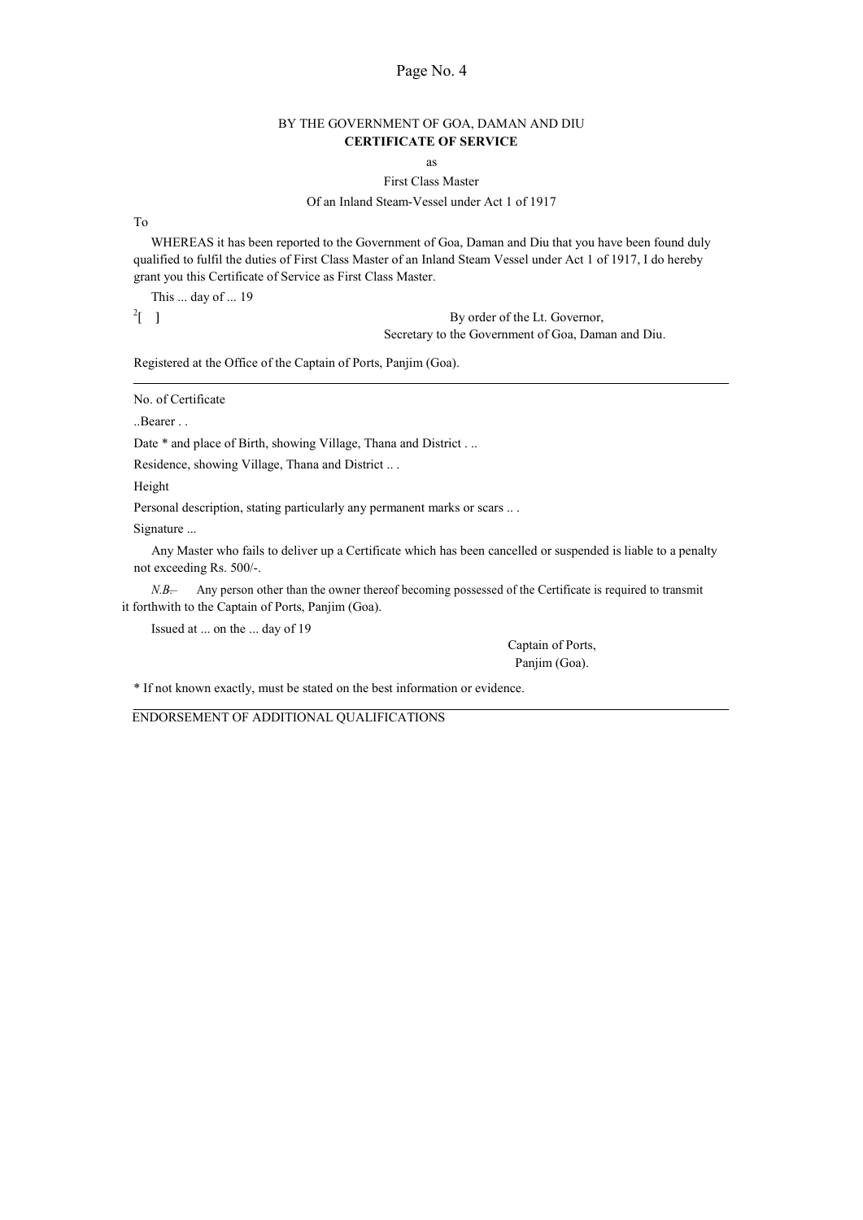BY THE GOVERNMENT OF GOA, DAMAN AND DIU

**CERTIFICATE OF SERVICE**

as

First Class Master

Of an Inland Steam-Vessel under Act 1 of 1917

To

WHEREAS it has been reported to the Government of Goa, Daman and Diu that you have been found duly qualified to fulfil the duties of First Class Master of an Inland Steam Vessel under Act 1 of 1917, I do hereby grant you this Certificate of Service as First Class Master.

This ... day of ... 19

[2][ ]

By order of the Lt. Governor,
Secretary to the Government of Goa, Daman and Diu.

Registered at the Office of the Captain of Ports, Panjim (Goa).

---

No. of Certificate

..Bearer . .

Date * and place of Birth, showing Village, Thana and District . ..

Residence, showing Village, Thana and District .. .

Height

Personal description, stating particularly any permanent marks or scars .. .

Signature ...

Any Master who fails to deliver up a Certificate which has been cancelled or suspended is liable to a penalty not exceeding Rs. 500/-.

*N.B.*— Any person other than the owner thereof becoming possessed of the Certificate is required to transmit it forthwith to the Captain of Ports, Panjim (Goa).

Issued at ... on the ... day of 19

Captain of Ports,
Panjim (Goa).

\* If not known exactly, must be stated on the best information or evidence.

---

ENDORSEMENT OF ADDITIONAL QUALIFICATIONS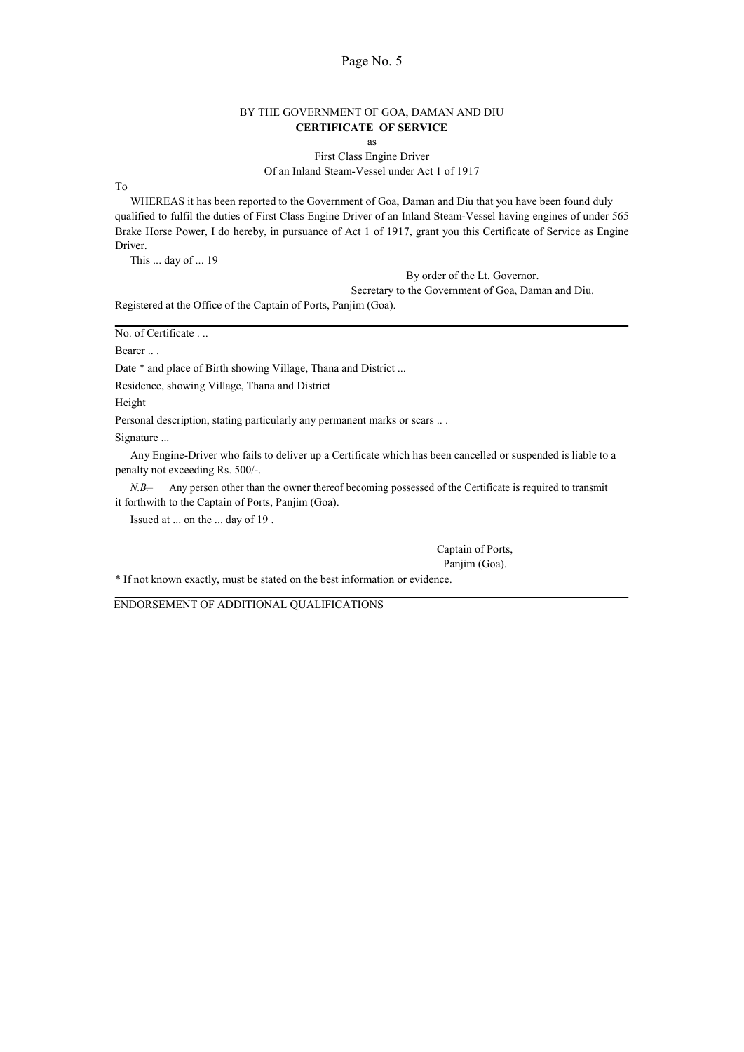BY THE GOVERNMENT OF GOA, DAMAN AND DIU

**CERTIFICATE OF SERVICE**

as

First Class Engine Driver

Of an Inland Steam-Vessel under Act 1 of 1917

To

WHEREAS it has been reported to the Government of Goa, Daman and Diu that you have been found duly qualified to fulfil the duties of First Class Engine Driver of an Inland Steam-Vessel having engines of under 565 Brake Horse Power, I do hereby, in pursuance of Act 1 of 1917, grant you this Certificate of Service as Engine Driver.

This ... day of ... 19

By order of the Lt. Governor.

Secretary to the Government of Goa, Daman and Diu.

Registered at the Office of the Captain of Ports, Panjim (Goa).

---

No. of Certificate . ..

Bearer .. .

Date * and place of Birth showing Village, Thana and District ...

Residence, showing Village, Thana and District

Height

Personal description, stating particularly any permanent marks or scars .. .

Signature ...

Any Engine-Driver who fails to deliver up a Certificate which has been cancelled or suspended is liable to a penalty not exceeding Rs. 500/-.

*N.B.*— Any person other than the owner thereof becoming possessed of the Certificate is required to transmit it forthwith to the Captain of Ports, Panjim (Goa).

Issued at ... on the ... day of 19 .

Captain of Ports,
Panjim (Goa).

* If not known exactly, must be stated on the best information or evidence.

---

ENDORSEMENT OF ADDITIONAL QUALIFICATIONS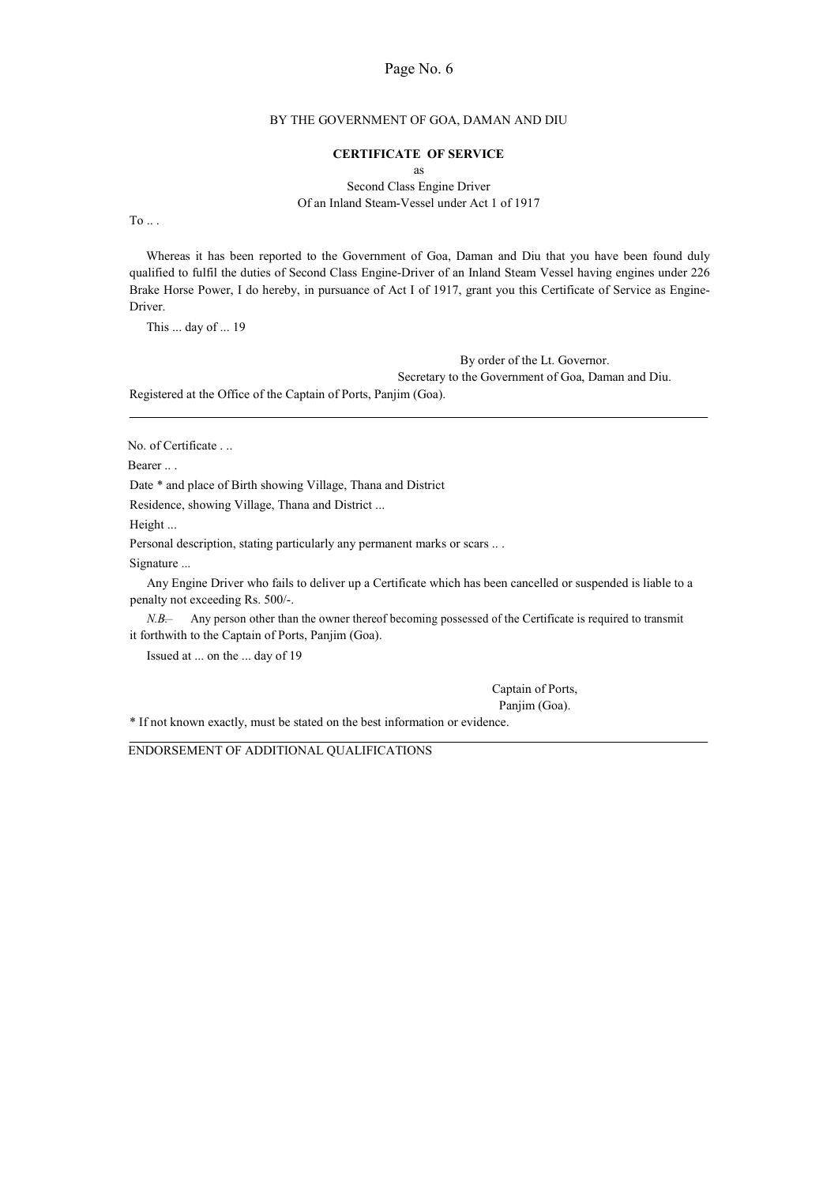BY THE GOVERNMENT OF GOA, DAMAN AND DIU

**CERTIFICATE OF SERVICE**

as

Second Class Engine Driver

Of an Inland Steam-Vessel under Act 1 of 1917

To .. .

Whereas it has been reported to the Government of Goa, Daman and Diu that you have been found duly qualified to fulfil the duties of Second Class Engine-Driver of an Inland Steam Vessel having engines under 226 Brake Horse Power, I do hereby, in pursuance of Act I of 1917, grant you this Certificate of Service as Engine-Driver.

This ... day of ... 19

By order of the Lt. Governor.

Secretary to the Government of Goa, Daman and Diu.

Registered at the Office of the Captain of Ports, Panjim (Goa).

---

No. of Certificate . ..

Bearer .. .

Date * and place of Birth showing Village, Thana and District

Residence, showing Village, Thana and District ...

Height ...

Personal description, stating particularly any permanent marks or scars .. .

Signature ...

Any Engine Driver who fails to deliver up a Certificate which has been cancelled or suspended is liable to a penalty not exceeding Rs. 500/-.

*N.B.*— Any person other than the owner thereof becoming possessed of the Certificate is required to transmit it forthwith to the Captain of Ports, Panjim (Goa).

Issued at ... on the ... day of 19

Captain of Ports,

Panjim (Goa).

* If not known exactly, must be stated on the best information or evidence.

---

ENDORSEMENT OF ADDITIONAL QUALIFICATIONS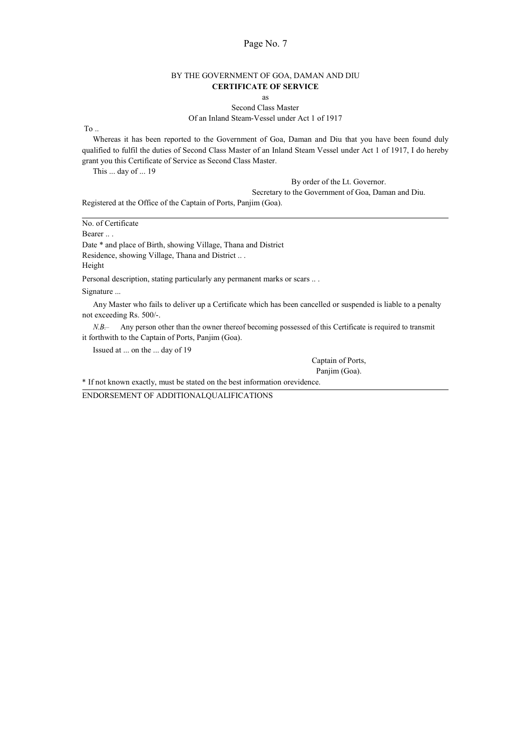BY THE GOVERNMENT OF GOA, DAMAN AND DIU

**CERTIFICATE OF SERVICE**

as

Second Class Master

Of an Inland Steam-Vessel under Act 1 of 1917

To ..

Whereas it has been reported to the Government of Goa, Daman and Diu that you have been found duly qualified to fulfil the duties of Second Class Master of an Inland Steam Vessel under Act 1 of 1917, I do hereby grant you this Certificate of Service as Second Class Master.

This ... day of ... 19

By order of the Lt. Governor.

Secretary to the Government of Goa, Daman and Diu.

Registered at the Office of the Captain of Ports, Panjim (Goa).

---

No. of Certificate

Bearer .. .

Date * and place of Birth, showing Village, Thana and District

Residence, showing Village, Thana and District .. .

Height

Personal description, stating particularly any permanent marks or scars .. .

Signature ...

Any Master who fails to deliver up a Certificate which has been cancelled or suspended is liable to a penalty not exceeding Rs. 500/-.

*N.B.*— Any person other than the owner thereof becoming possessed of this Certificate is required to transmit it forthwith to the Captain of Ports, Panjim (Goa).

Issued at ... on the ... day of 19

Captain of Ports,

Panjim (Goa).

* If not known exactly, must be stated on the best information orevidence.

---

ENDORSEMENT OF ADDITIONALQUALIFICATIONS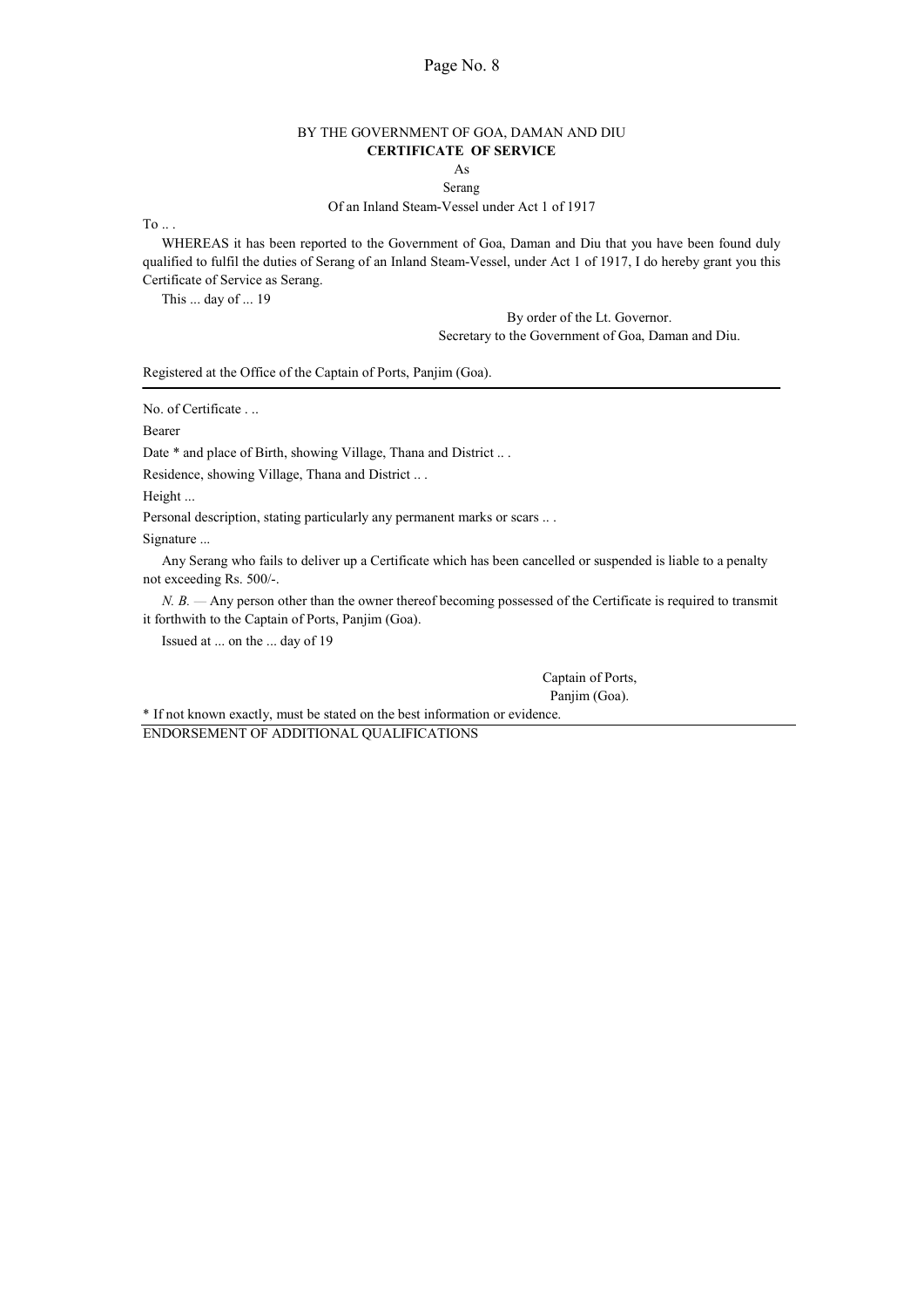BY THE GOVERNMENT OF GOA, DAMAN AND DIU

**CERTIFICATE OF SERVICE**

As

Serang

Of an Inland Steam-Vessel under Act 1 of 1917

To .. .

WHEREAS it has been reported to the Government of Goa, Daman and Diu that you have been found duly qualified to fulfil the duties of Serang of an Inland Steam-Vessel, under Act 1 of 1917, I do hereby grant you this Certificate of Service as Serang.

This ... day of ... 19

By order of the Lt. Governor.
Secretary to the Government of Goa, Daman and Diu.

Registered at the Office of the Captain of Ports, Panjim (Goa).

---

No. of Certificate . ..

Bearer

Date * and place of Birth, showing Village, Thana and District .. .

Residence, showing Village, Thana and District .. .

Height ...

Personal description, stating particularly any permanent marks or scars .. .

Signature ...

Any Serang who fails to deliver up a Certificate which has been cancelled or suspended is liable to a penalty not exceeding Rs. 500/-.

*N. B.* — Any person other than the owner thereof becoming possessed of the Certificate is required to transmit it forthwith to the Captain of Ports, Panjim (Goa).

Issued at ... on the ... day of 19

Captain of Ports,
Panjim (Goa).

* If not known exactly, must be stated on the best information or evidence.

---

ENDORSEMENT OF ADDITIONAL QUALIFICATIONS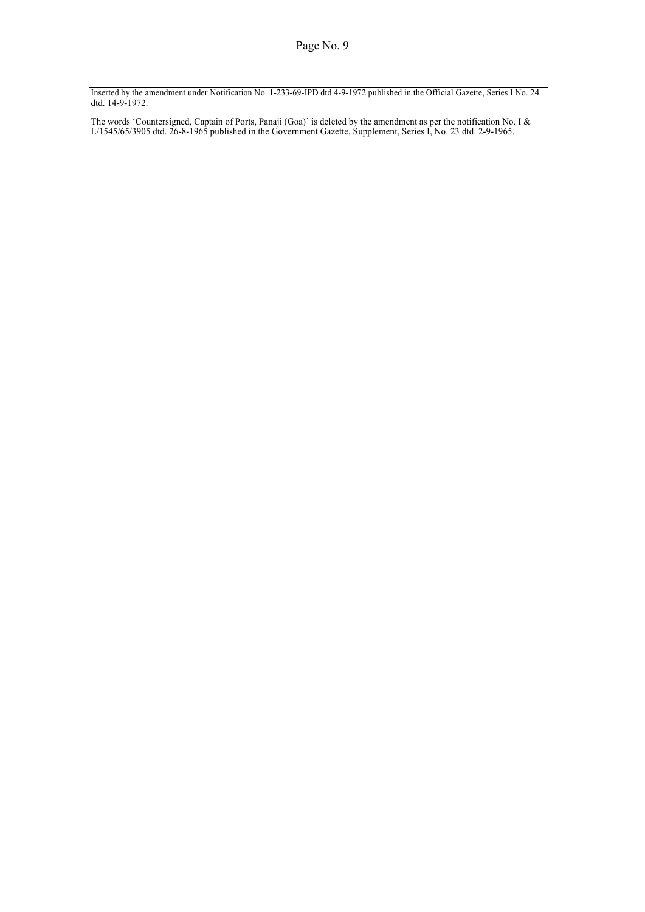Inserted by the amendment under Notification No. 1-233-69-IPD dtd 4-9-1972 published in the Official Gazette, Series I No. 24 dtd. 14-9-1972.

The words 'Countersigned, Captain of Ports, Panaji (Goa)' is deleted by the amendment as per the notification No. I & L/1545/65/3905 dtd. 26-8-1965 published in the Government Gazette, Supplement, Series I, No. 23 dtd. 2-9-1965.